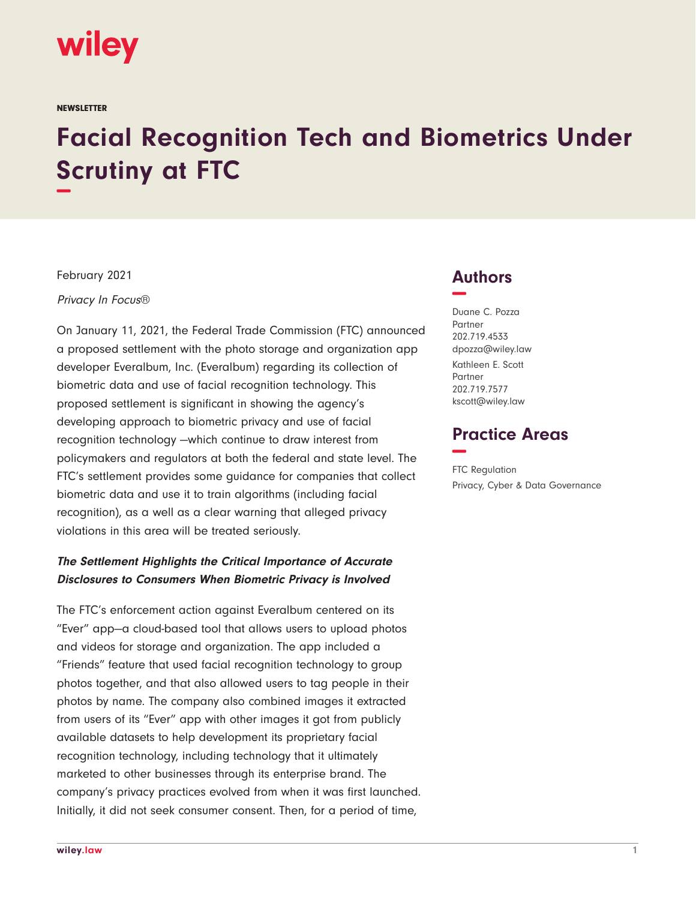wiley

NEWSLETTER

# Facial Recognition Tech and Biometrics Under Scrutiny at FTC

February 2021

*Privacy In Focus®*

On January 11, 2021, the Federal Trade Commission (FTC) announced a proposed settlement with the photo storage and organization app developer Everalbum, Inc. (Everalbum) regarding its collection of biometric data and use of facial recognition technology. This proposed settlement is significant in showing the agency's developing approach to biometric privacy and use of facial recognition technology —which continue to draw interest from policymakers and regulators at both the federal and state level. The FTC's settlement provides some guidance for companies that collect biometric data and use it to train algorithms (including facial recognition), as a well as a clear warning that alleged privacy violations in this area will be treated seriously.

### *The Settlement Highlights the Critical Importance of Accurate Disclosures to Consumers When Biometric Privacy is Involved*

The FTC's enforcement action against Everalbum centered on its "Ever" app—a cloud-based tool that allows users to upload photos and videos for storage and organization. The app included a "Friends" feature that used facial recognition technology to group photos together, and that also allowed users to tag people in their photos by name. The company also combined images it extracted from users of its "Ever" app with other images it got from publicly available datasets to help development its proprietary facial recognition technology, including technology that it ultimately marketed to other businesses through its enterprise brand. The company's privacy practices evolved from when it was first launched. Initially, it did not seek consumer consent. Then, for a period of time,

## Authors

Duane C. Pozza
Partner
202.719.4533
dpozza@wiley.law

Kathleen E. Scott
Partner
202.719.7577
kscott@wiley.law

## Practice Areas

FTC Regulation
Privacy, Cyber & Data Governance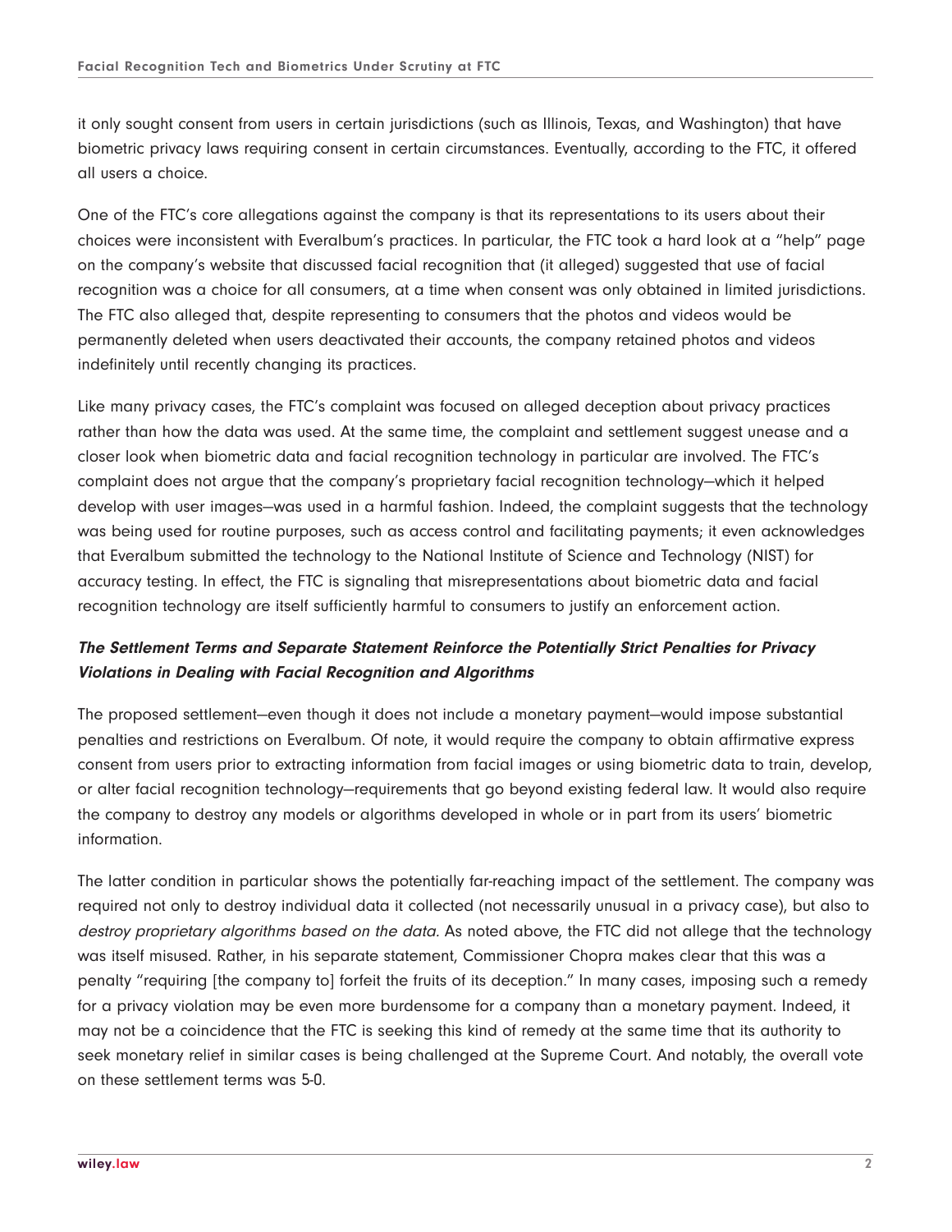it only sought consent from users in certain jurisdictions (such as Illinois, Texas, and Washington) that have biometric privacy laws requiring consent in certain circumstances. Eventually, according to the FTC, it offered all users a choice.

One of the FTC's core allegations against the company is that its representations to its users about their choices were inconsistent with Everalbum's practices. In particular, the FTC took a hard look at a "help" page on the company's website that discussed facial recognition that (it alleged) suggested that use of facial recognition was a choice for all consumers, at a time when consent was only obtained in limited jurisdictions. The FTC also alleged that, despite representing to consumers that the photos and videos would be permanently deleted when users deactivated their accounts, the company retained photos and videos indefinitely until recently changing its practices.

Like many privacy cases, the FTC's complaint was focused on alleged deception about privacy practices rather than how the data was used. At the same time, the complaint and settlement suggest unease and a closer look when biometric data and facial recognition technology in particular are involved. The FTC's complaint does not argue that the company's proprietary facial recognition technology—which it helped develop with user images—was used in a harmful fashion. Indeed, the complaint suggests that the technology was being used for routine purposes, such as access control and facilitating payments; it even acknowledges that Everalbum submitted the technology to the National Institute of Science and Technology (NIST) for accuracy testing. In effect, the FTC is signaling that misrepresentations about biometric data and facial recognition technology are itself sufficiently harmful to consumers to justify an enforcement action.

### *The Settlement Terms and Separate Statement Reinforce the Potentially Strict Penalties for Privacy Violations in Dealing with Facial Recognition and Algorithms*

The proposed settlement—even though it does not include a monetary payment—would impose substantial penalties and restrictions on Everalbum. Of note, it would require the company to obtain affirmative express consent from users prior to extracting information from facial images or using biometric data to train, develop, or alter facial recognition technology—requirements that go beyond existing federal law. It would also require the company to destroy any models or algorithms developed in whole or in part from its users' biometric information.

The latter condition in particular shows the potentially far-reaching impact of the settlement. The company was required not only to destroy individual data it collected (not necessarily unusual in a privacy case), but also to *destroy proprietary algorithms based on the data.* As noted above, the FTC did not allege that the technology was itself misused. Rather, in his separate statement, Commissioner Chopra makes clear that this was a penalty "requiring [the company to] forfeit the fruits of its deception." In many cases, imposing such a remedy for a privacy violation may be even more burdensome for a company than a monetary payment. Indeed, it may not be a coincidence that the FTC is seeking this kind of remedy at the same time that its authority to seek monetary relief in similar cases is being challenged at the Supreme Court. And notably, the overall vote on these settlement terms was 5-0.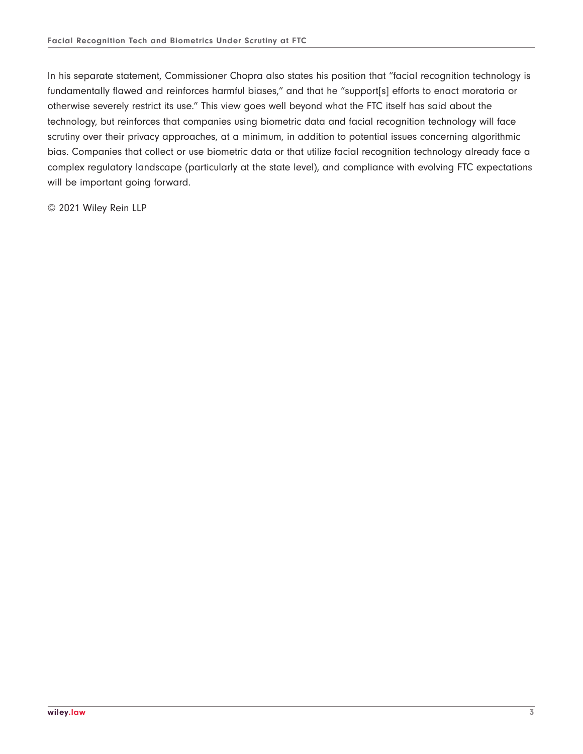In his separate statement, Commissioner Chopra also states his position that "facial recognition technology is fundamentally flawed and reinforces harmful biases," and that he "support[s] efforts to enact moratoria or otherwise severely restrict its use." This view goes well beyond what the FTC itself has said about the technology, but reinforces that companies using biometric data and facial recognition technology will face scrutiny over their privacy approaches, at a minimum, in addition to potential issues concerning algorithmic bias. Companies that collect or use biometric data or that utilize facial recognition technology already face a complex regulatory landscape (particularly at the state level), and compliance with evolving FTC expectations will be important going forward.

© 2021 Wiley Rein LLP